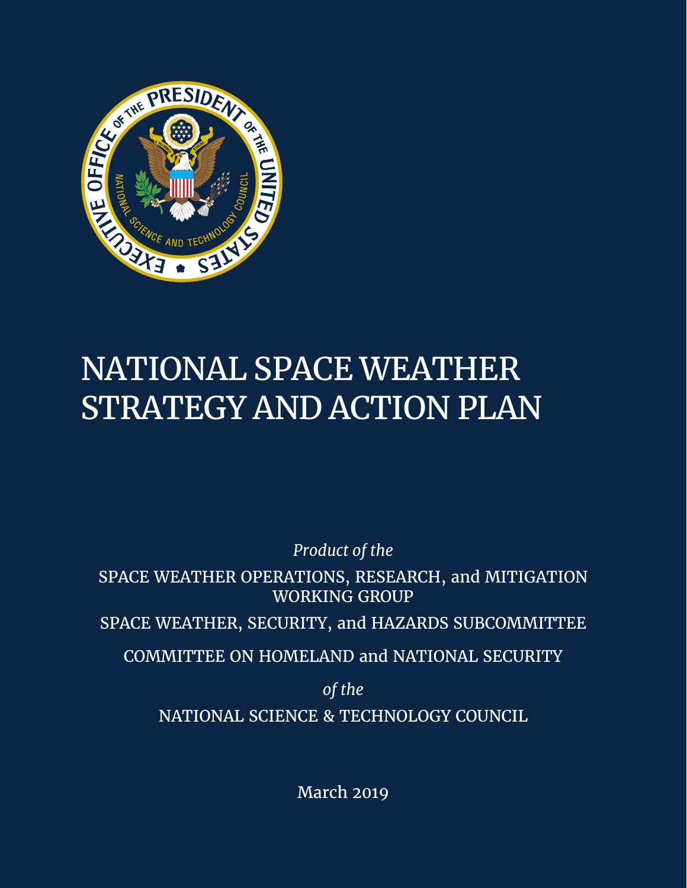# NATIONAL SPACE WEATHER STRATEGY AND ACTION PLAN

*Product of the*

SPACE WEATHER OPERATIONS, RESEARCH, and MITIGATION WORKING GROUP

SPACE WEATHER, SECURITY, and HAZARDS SUBCOMMITTEE

COMMITTEE ON HOMELAND and NATIONAL SECURITY

*of the*

NATIONAL SCIENCE & TECHNOLOGY COUNCIL

March 2019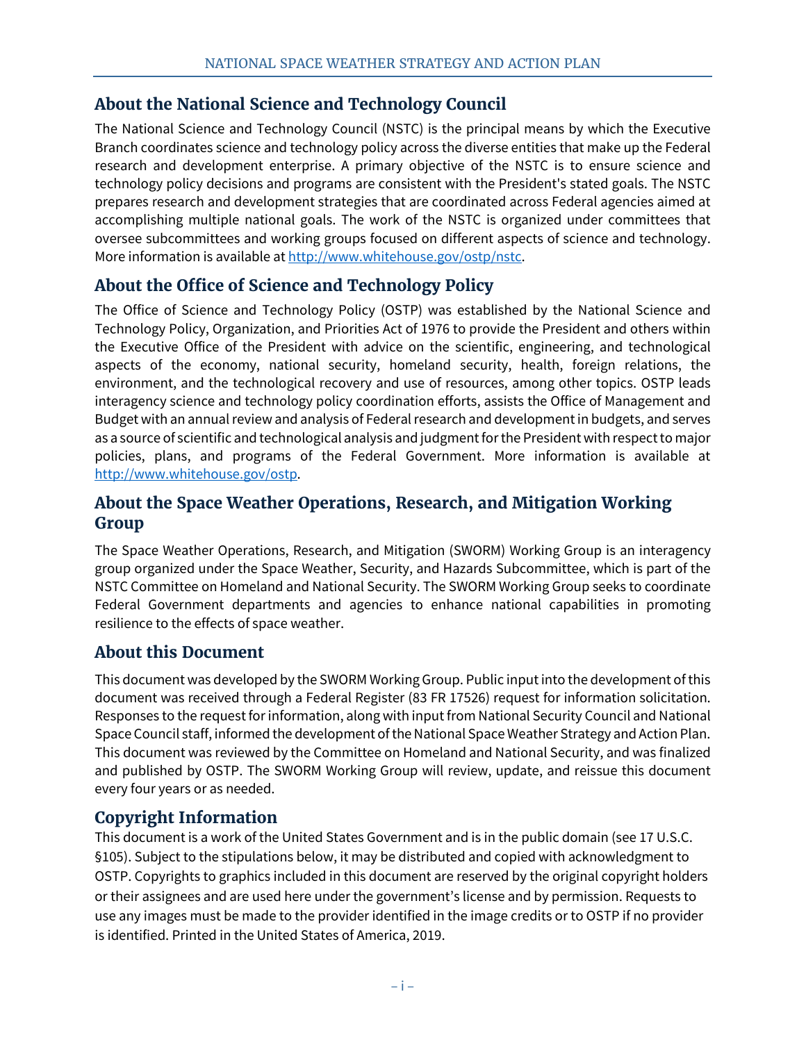## About the National Science and Technology Council

The National Science and Technology Council (NSTC) is the principal means by which the Executive Branch coordinates science and technology policy across the diverse entities that make up the Federal research and development enterprise. A primary objective of the NSTC is to ensure science and technology policy decisions and programs are consistent with the President's stated goals. The NSTC prepares research and development strategies that are coordinated across Federal agencies aimed at accomplishing multiple national goals. The work of the NSTC is organized under committees that oversee subcommittees and working groups focused on different aspects of science and technology. More information is available at http://www.whitehouse.gov/ostp/nstc.

## About the Office of Science and Technology Policy

The Office of Science and Technology Policy (OSTP) was established by the National Science and Technology Policy, Organization, and Priorities Act of 1976 to provide the President and others within the Executive Office of the President with advice on the scientific, engineering, and technological aspects of the economy, national security, homeland security, health, foreign relations, the environment, and the technological recovery and use of resources, among other topics. OSTP leads interagency science and technology policy coordination efforts, assists the Office of Management and Budget with an annual review and analysis of Federal research and development in budgets, and serves as a source of scientific and technological analysis and judgment for the President with respect to major policies, plans, and programs of the Federal Government. More information is available at http://www.whitehouse.gov/ostp.

## About the Space Weather Operations, Research, and Mitigation Working Group

The Space Weather Operations, Research, and Mitigation (SWORM) Working Group is an interagency group organized under the Space Weather, Security, and Hazards Subcommittee, which is part of the NSTC Committee on Homeland and National Security. The SWORM Working Group seeks to coordinate Federal Government departments and agencies to enhance national capabilities in promoting resilience to the effects of space weather.

## About this Document

This document was developed by the SWORM Working Group. Public input into the development of this document was received through a Federal Register (83 FR 17526) request for information solicitation. Responses to the request for information, along with input from National Security Council and National Space Council staff, informed the development of the National Space Weather Strategy and Action Plan. This document was reviewed by the Committee on Homeland and National Security, and was finalized and published by OSTP. The SWORM Working Group will review, update, and reissue this document every four years or as needed.

## Copyright Information

This document is a work of the United States Government and is in the public domain (see 17 U.S.C. §105). Subject to the stipulations below, it may be distributed and copied with acknowledgment to OSTP. Copyrights to graphics included in this document are reserved by the original copyright holders or their assignees and are used here under the government's license and by permission. Requests to use any images must be made to the provider identified in the image credits or to OSTP if no provider is identified. Printed in the United States of America, 2019.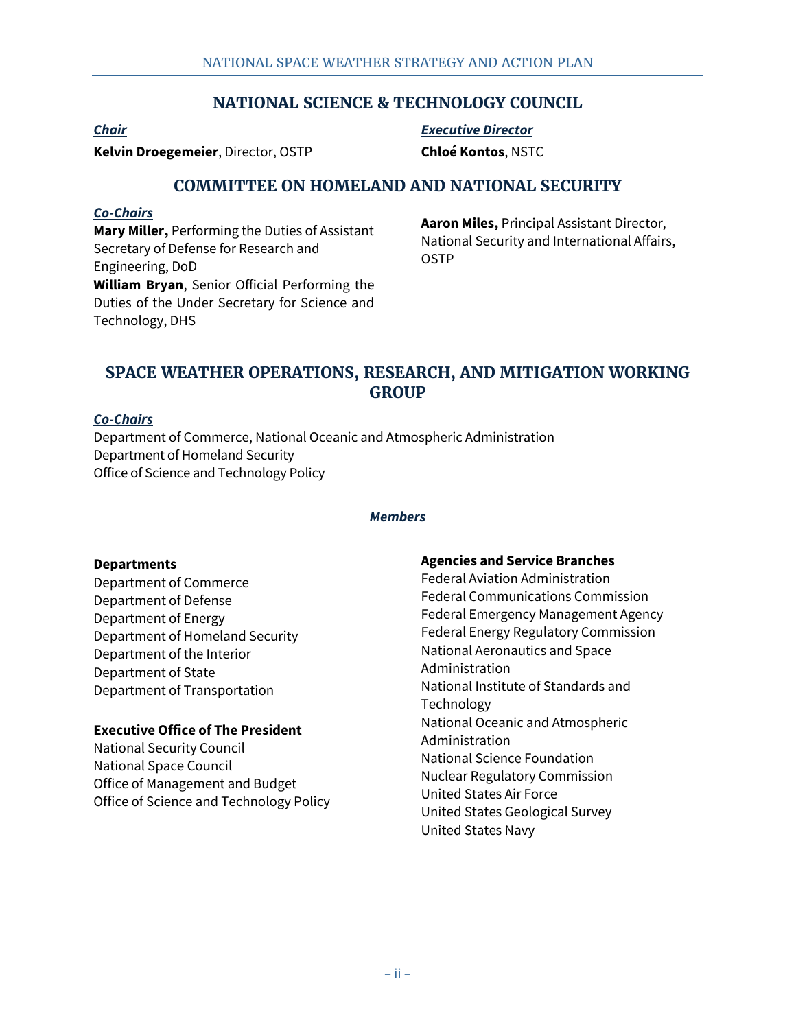## NATIONAL SCIENCE & TECHNOLOGY COUNCIL

***Chair***

**Kelvin Droegemeier**, Director, OSTP

***Executive Director***

**Chloé Kontos**, NSTC

## COMMITTEE ON HOMELAND AND NATIONAL SECURITY

***Co-Chairs***

**Mary Miller,** Performing the Duties of Assistant Secretary of Defense for Research and Engineering, DoD

**William Bryan**, Senior Official Performing the Duties of the Under Secretary for Science and Technology, DHS

**Aaron Miles,** Principal Assistant Director, National Security and International Affairs, OSTP

## SPACE WEATHER OPERATIONS, RESEARCH, AND MITIGATION WORKING GROUP

***Co-Chairs***

Department of Commerce, National Oceanic and Atmospheric Administration
Department of Homeland Security
Office of Science and Technology Policy

***Members***

**Departments**

Department of Commerce
Department of Defense
Department of Energy
Department of Homeland Security
Department of the Interior
Department of State
Department of Transportation

**Executive Office of The President**

National Security Council
National Space Council
Office of Management and Budget
Office of Science and Technology Policy

**Agencies and Service Branches**

Federal Aviation Administration
Federal Communications Commission
Federal Emergency Management Agency
Federal Energy Regulatory Commission
National Aeronautics and Space Administration
National Institute of Standards and Technology
National Oceanic and Atmospheric Administration
National Science Foundation
Nuclear Regulatory Commission
United States Air Force
United States Geological Survey
United States Navy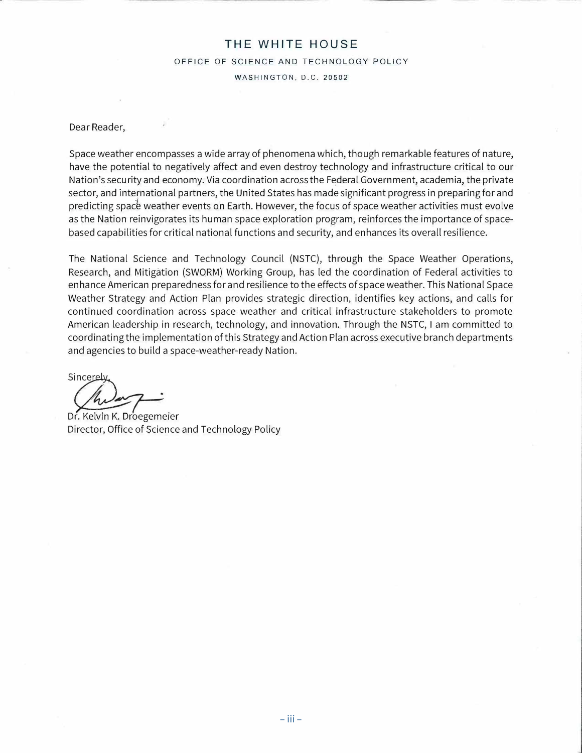# THE WHITE HOUSE

OFFICE OF SCIENCE AND TECHNOLOGY POLICY

WASHINGTON, D.C. 20502

Dear Reader,

Space weather encompasses a wide array of phenomena which, though remarkable features of nature, have the potential to negatively affect and even destroy technology and infrastructure critical to our Nation's security and economy. Via coordination across the Federal Government, academia, the private sector, and international partners, the United States has made significant progress in preparing for and predicting space weather events on Earth. However, the focus of space weather activities must evolve as the Nation reinvigorates its human space exploration program, reinforces the importance of space-based capabilities for critical national functions and security, and enhances its overall resilience.

The National Science and Technology Council (NSTC), through the Space Weather Operations, Research, and Mitigation (SWORM) Working Group, has led the coordination of Federal activities to enhance American preparedness for and resilience to the effects of space weather. This National Space Weather Strategy and Action Plan provides strategic direction, identifies key actions, and calls for continued coordination across space weather and critical infrastructure stakeholders to promote American leadership in research, technology, and innovation. Through the NSTC, I am committed to coordinating the implementation of this Strategy and Action Plan across executive branch departments and agencies to build a space-weather-ready Nation.

Sincerely,

Dr. Kelvin K. Droegemeier
Director, Office of Science and Technology Policy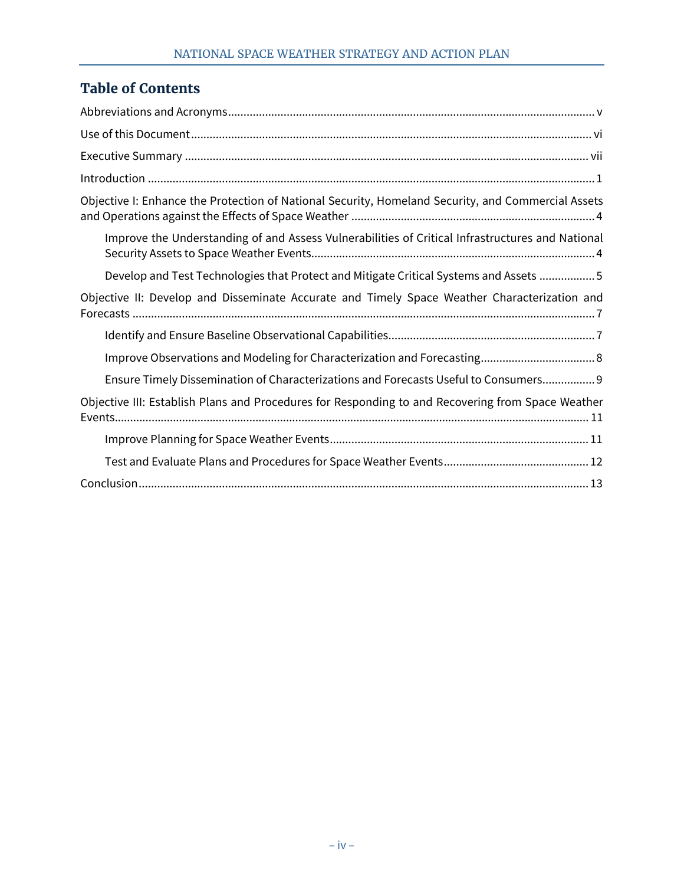## Table of Contents

Abbreviations and Acronyms ..... v

Use of this Document ..... vi

Executive Summary ..... vii

Introduction ..... 1

Objective I: Enhance the Protection of National Security, Homeland Security, and Commercial Assets and Operations against the Effects of Space Weather ..... 4

- Improve the Understanding of and Assess Vulnerabilities of Critical Infrastructures and National Security Assets to Space Weather Events ..... 4
- Develop and Test Technologies that Protect and Mitigate Critical Systems and Assets ..... 5

Objective II: Develop and Disseminate Accurate and Timely Space Weather Characterization and Forecasts ..... 7

- Identify and Ensure Baseline Observational Capabilities ..... 7
- Improve Observations and Modeling for Characterization and Forecasting ..... 8
- Ensure Timely Dissemination of Characterizations and Forecasts Useful to Consumers ..... 9

Objective III: Establish Plans and Procedures for Responding to and Recovering from Space Weather Events ..... 11

- Improve Planning for Space Weather Events ..... 11
- Test and Evaluate Plans and Procedures for Space Weather Events ..... 12

Conclusion ..... 13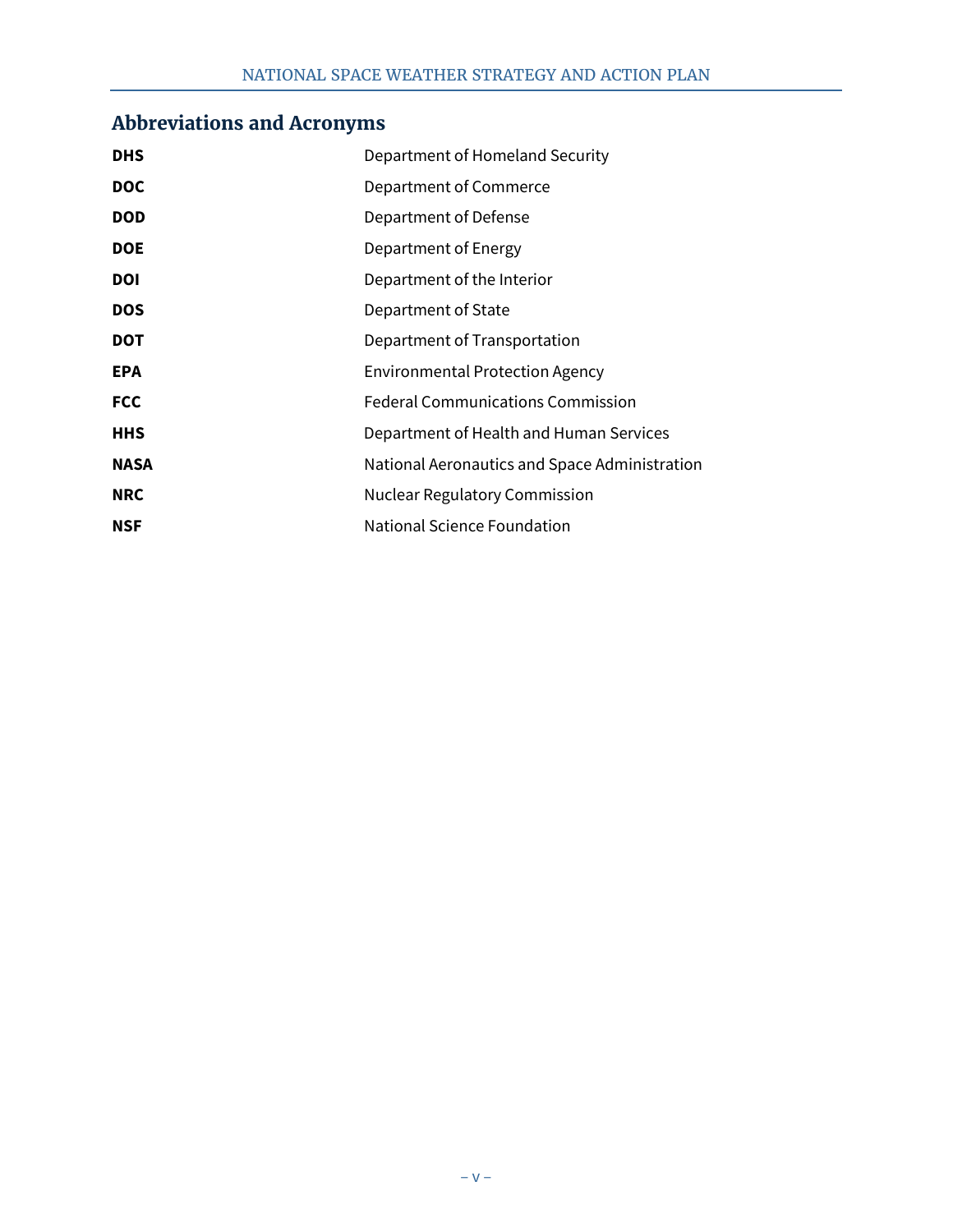## Abbreviations and Acronyms

| | |
|---|---|
| **DHS** | Department of Homeland Security |
| **DOC** | Department of Commerce |
| **DOD** | Department of Defense |
| **DOE** | Department of Energy |
| **DOI** | Department of the Interior |
| **DOS** | Department of State |
| **DOT** | Department of Transportation |
| **EPA** | Environmental Protection Agency |
| **FCC** | Federal Communications Commission |
| **HHS** | Department of Health and Human Services |
| **NASA** | National Aeronautics and Space Administration |
| **NRC** | Nuclear Regulatory Commission |
| **NSF** | National Science Foundation |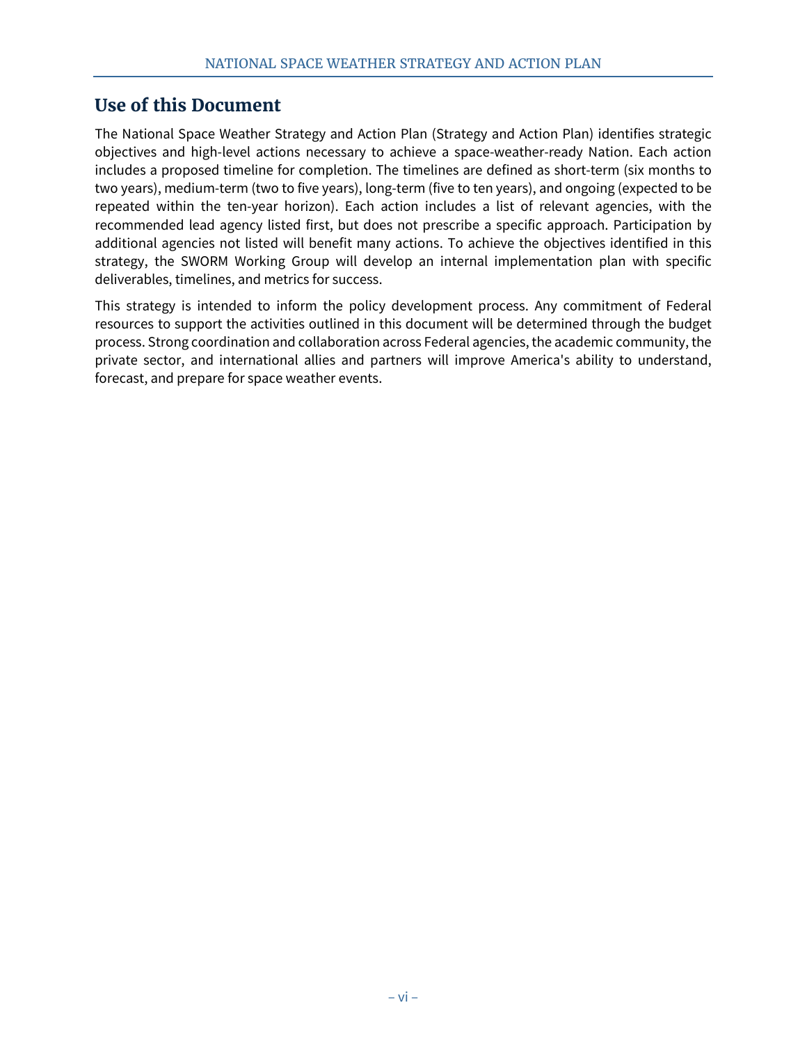## Use of this Document

The National Space Weather Strategy and Action Plan (Strategy and Action Plan) identifies strategic objectives and high-level actions necessary to achieve a space-weather-ready Nation. Each action includes a proposed timeline for completion. The timelines are defined as short-term (six months to two years), medium-term (two to five years), long-term (five to ten years), and ongoing (expected to be repeated within the ten-year horizon). Each action includes a list of relevant agencies, with the recommended lead agency listed first, but does not prescribe a specific approach. Participation by additional agencies not listed will benefit many actions. To achieve the objectives identified in this strategy, the SWORM Working Group will develop an internal implementation plan with specific deliverables, timelines, and metrics for success.

This strategy is intended to inform the policy development process. Any commitment of Federal resources to support the activities outlined in this document will be determined through the budget process. Strong coordination and collaboration across Federal agencies, the academic community, the private sector, and international allies and partners will improve America's ability to understand, forecast, and prepare for space weather events.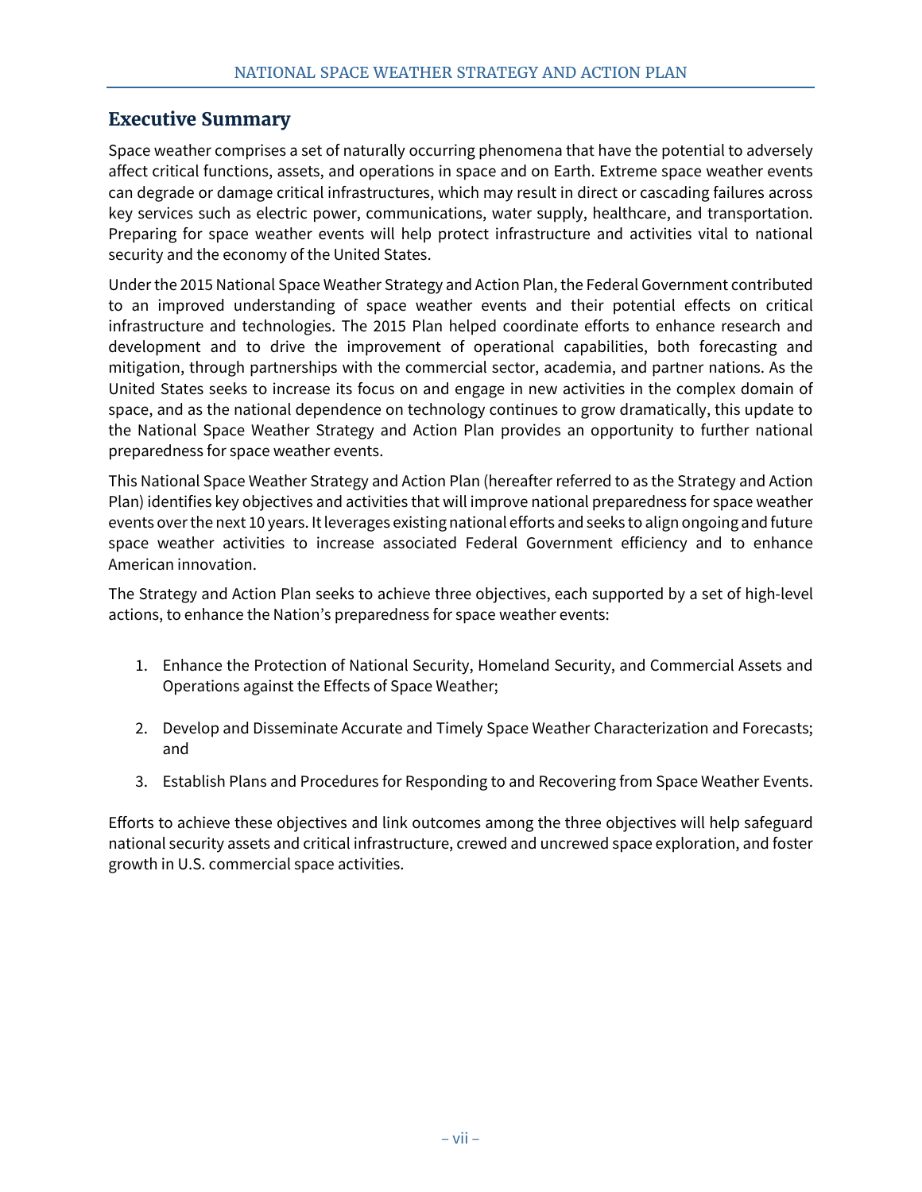## Executive Summary

Space weather comprises a set of naturally occurring phenomena that have the potential to adversely affect critical functions, assets, and operations in space and on Earth. Extreme space weather events can degrade or damage critical infrastructures, which may result in direct or cascading failures across key services such as electric power, communications, water supply, healthcare, and transportation. Preparing for space weather events will help protect infrastructure and activities vital to national security and the economy of the United States.

Under the 2015 National Space Weather Strategy and Action Plan, the Federal Government contributed to an improved understanding of space weather events and their potential effects on critical infrastructure and technologies. The 2015 Plan helped coordinate efforts to enhance research and development and to drive the improvement of operational capabilities, both forecasting and mitigation, through partnerships with the commercial sector, academia, and partner nations. As the United States seeks to increase its focus on and engage in new activities in the complex domain of space, and as the national dependence on technology continues to grow dramatically, this update to the National Space Weather Strategy and Action Plan provides an opportunity to further national preparedness for space weather events.

This National Space Weather Strategy and Action Plan (hereafter referred to as the Strategy and Action Plan) identifies key objectives and activities that will improve national preparedness for space weather events over the next 10 years. It leverages existing national efforts and seeks to align ongoing and future space weather activities to increase associated Federal Government efficiency and to enhance American innovation.

The Strategy and Action Plan seeks to achieve three objectives, each supported by a set of high-level actions, to enhance the Nation's preparedness for space weather events:

1. Enhance the Protection of National Security, Homeland Security, and Commercial Assets and Operations against the Effects of Space Weather;
2. Develop and Disseminate Accurate and Timely Space Weather Characterization and Forecasts; and
3. Establish Plans and Procedures for Responding to and Recovering from Space Weather Events.

Efforts to achieve these objectives and link outcomes among the three objectives will help safeguard national security assets and critical infrastructure, crewed and uncrewed space exploration, and foster growth in U.S. commercial space activities.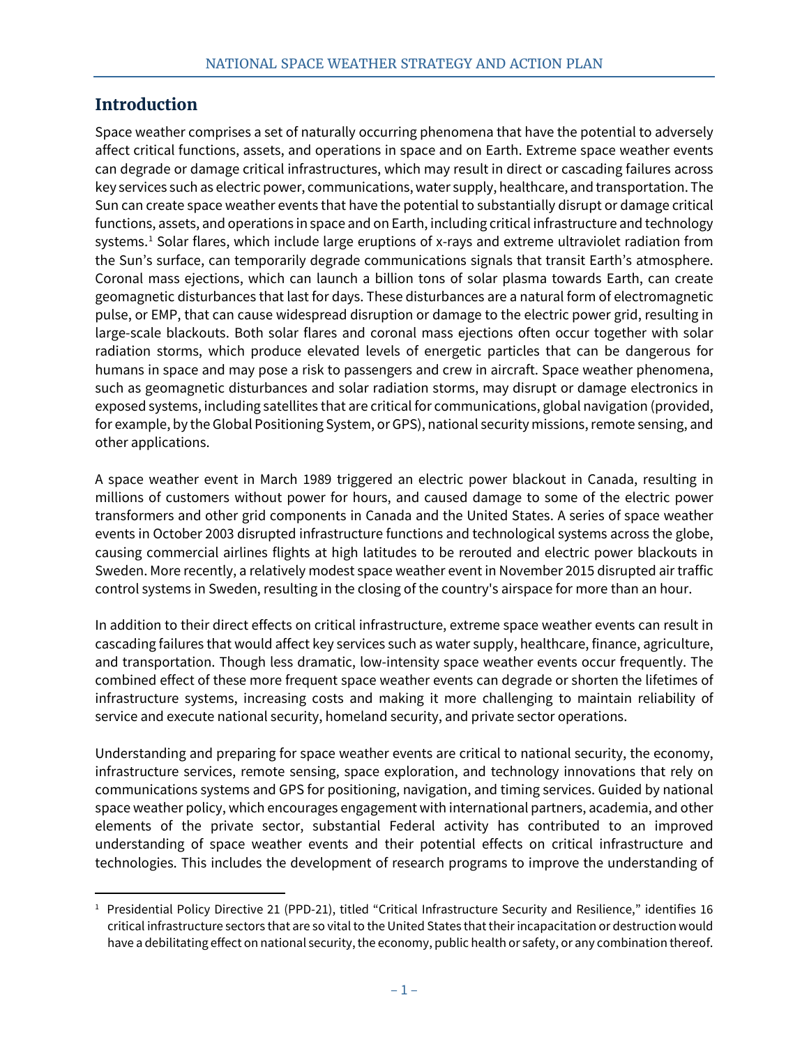## Introduction

Space weather comprises a set of naturally occurring phenomena that have the potential to adversely affect critical functions, assets, and operations in space and on Earth. Extreme space weather events can degrade or damage critical infrastructures, which may result in direct or cascading failures across key services such as electric power, communications, water supply, healthcare, and transportation. The Sun can create space weather events that have the potential to substantially disrupt or damage critical functions, assets, and operations in space and on Earth, including critical infrastructure and technology systems.[1] Solar flares, which include large eruptions of x-rays and extreme ultraviolet radiation from the Sun's surface, can temporarily degrade communications signals that transit Earth's atmosphere. Coronal mass ejections, which can launch a billion tons of solar plasma towards Earth, can create geomagnetic disturbances that last for days. These disturbances are a natural form of electromagnetic pulse, or EMP, that can cause widespread disruption or damage to the electric power grid, resulting in large-scale blackouts. Both solar flares and coronal mass ejections often occur together with solar radiation storms, which produce elevated levels of energetic particles that can be dangerous for humans in space and may pose a risk to passengers and crew in aircraft. Space weather phenomena, such as geomagnetic disturbances and solar radiation storms, may disrupt or damage electronics in exposed systems, including satellites that are critical for communications, global navigation (provided, for example, by the Global Positioning System, or GPS), national security missions, remote sensing, and other applications.

A space weather event in March 1989 triggered an electric power blackout in Canada, resulting in millions of customers without power for hours, and caused damage to some of the electric power transformers and other grid components in Canada and the United States. A series of space weather events in October 2003 disrupted infrastructure functions and technological systems across the globe, causing commercial airlines flights at high latitudes to be rerouted and electric power blackouts in Sweden. More recently, a relatively modest space weather event in November 2015 disrupted air traffic control systems in Sweden, resulting in the closing of the country's airspace for more than an hour.

In addition to their direct effects on critical infrastructure, extreme space weather events can result in cascading failures that would affect key services such as water supply, healthcare, finance, agriculture, and transportation. Though less dramatic, low-intensity space weather events occur frequently. The combined effect of these more frequent space weather events can degrade or shorten the lifetimes of infrastructure systems, increasing costs and making it more challenging to maintain reliability of service and execute national security, homeland security, and private sector operations.

Understanding and preparing for space weather events are critical to national security, the economy, infrastructure services, remote sensing, space exploration, and technology innovations that rely on communications systems and GPS for positioning, navigation, and timing services. Guided by national space weather policy, which encourages engagement with international partners, academia, and other elements of the private sector, substantial Federal activity has contributed to an improved understanding of space weather events and their potential effects on critical infrastructure and technologies. This includes the development of research programs to improve the understanding of

[1] Presidential Policy Directive 21 (PPD-21), titled "Critical Infrastructure Security and Resilience," identifies 16 critical infrastructure sectors that are so vital to the United States that their incapacitation or destruction would have a debilitating effect on national security, the economy, public health or safety, or any combination thereof.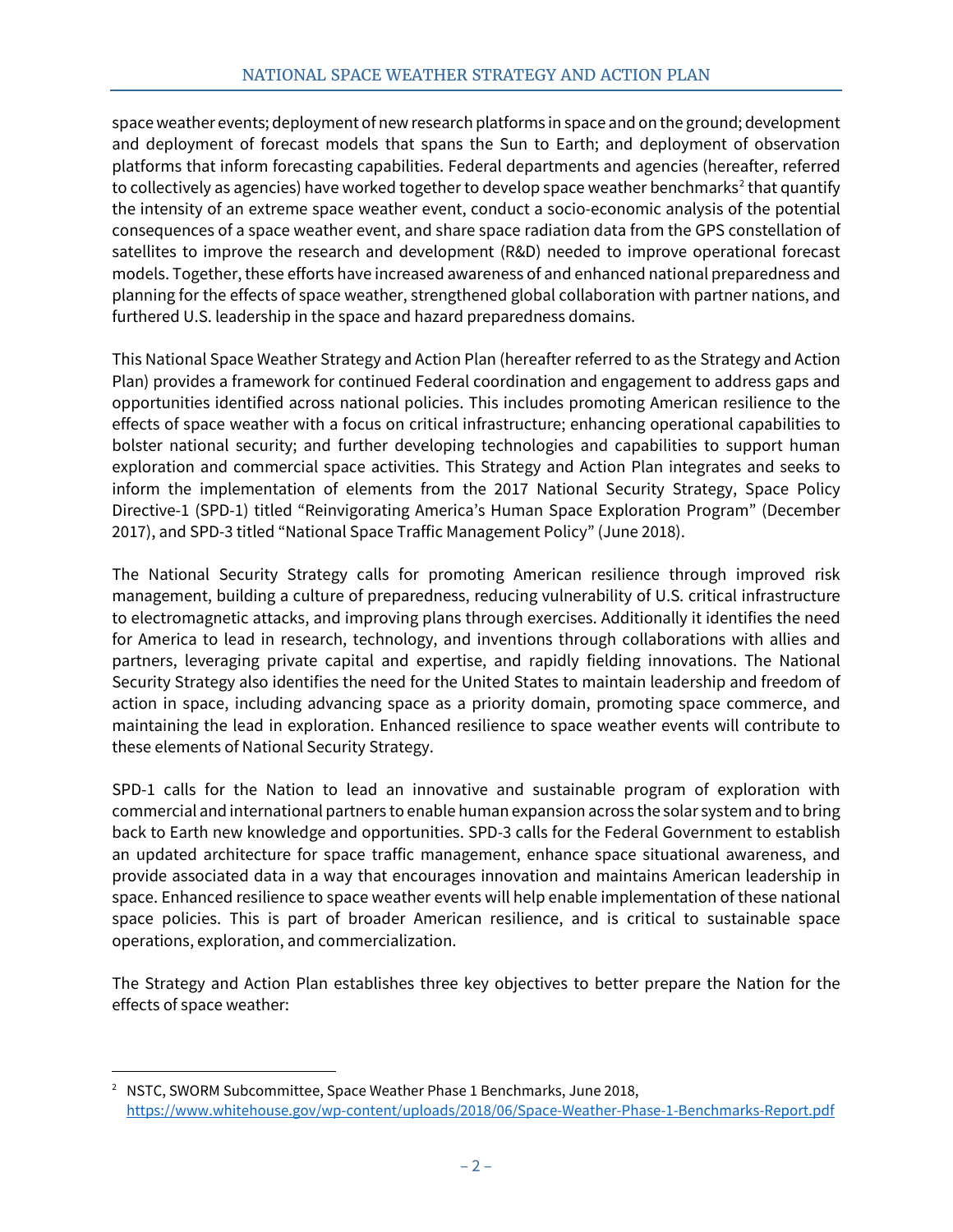space weather events; deployment of new research platforms in space and on the ground; development and deployment of forecast models that spans the Sun to Earth; and deployment of observation platforms that inform forecasting capabilities. Federal departments and agencies (hereafter, referred to collectively as agencies) have worked together to develop space weather benchmarks[2] that quantify the intensity of an extreme space weather event, conduct a socio-economic analysis of the potential consequences of a space weather event, and share space radiation data from the GPS constellation of satellites to improve the research and development (R&D) needed to improve operational forecast models. Together, these efforts have increased awareness of and enhanced national preparedness and planning for the effects of space weather, strengthened global collaboration with partner nations, and furthered U.S. leadership in the space and hazard preparedness domains.

This National Space Weather Strategy and Action Plan (hereafter referred to as the Strategy and Action Plan) provides a framework for continued Federal coordination and engagement to address gaps and opportunities identified across national policies. This includes promoting American resilience to the effects of space weather with a focus on critical infrastructure; enhancing operational capabilities to bolster national security; and further developing technologies and capabilities to support human exploration and commercial space activities. This Strategy and Action Plan integrates and seeks to inform the implementation of elements from the 2017 National Security Strategy, Space Policy Directive-1 (SPD-1) titled "Reinvigorating America's Human Space Exploration Program" (December 2017), and SPD-3 titled "National Space Traffic Management Policy" (June 2018).

The National Security Strategy calls for promoting American resilience through improved risk management, building a culture of preparedness, reducing vulnerability of U.S. critical infrastructure to electromagnetic attacks, and improving plans through exercises. Additionally it identifies the need for America to lead in research, technology, and inventions through collaborations with allies and partners, leveraging private capital and expertise, and rapidly fielding innovations. The National Security Strategy also identifies the need for the United States to maintain leadership and freedom of action in space, including advancing space as a priority domain, promoting space commerce, and maintaining the lead in exploration. Enhanced resilience to space weather events will contribute to these elements of National Security Strategy.

SPD-1 calls for the Nation to lead an innovative and sustainable program of exploration with commercial and international partners to enable human expansion across the solar system and to bring back to Earth new knowledge and opportunities. SPD-3 calls for the Federal Government to establish an updated architecture for space traffic management, enhance space situational awareness, and provide associated data in a way that encourages innovation and maintains American leadership in space. Enhanced resilience to space weather events will help enable implementation of these national space policies. This is part of broader American resilience, and is critical to sustainable space operations, exploration, and commercialization.

The Strategy and Action Plan establishes three key objectives to better prepare the Nation for the effects of space weather:

---

[2] NSTC, SWORM Subcommittee, Space Weather Phase 1 Benchmarks, June 2018, https://www.whitehouse.gov/wp-content/uploads/2018/06/Space-Weather-Phase-1-Benchmarks-Report.pdf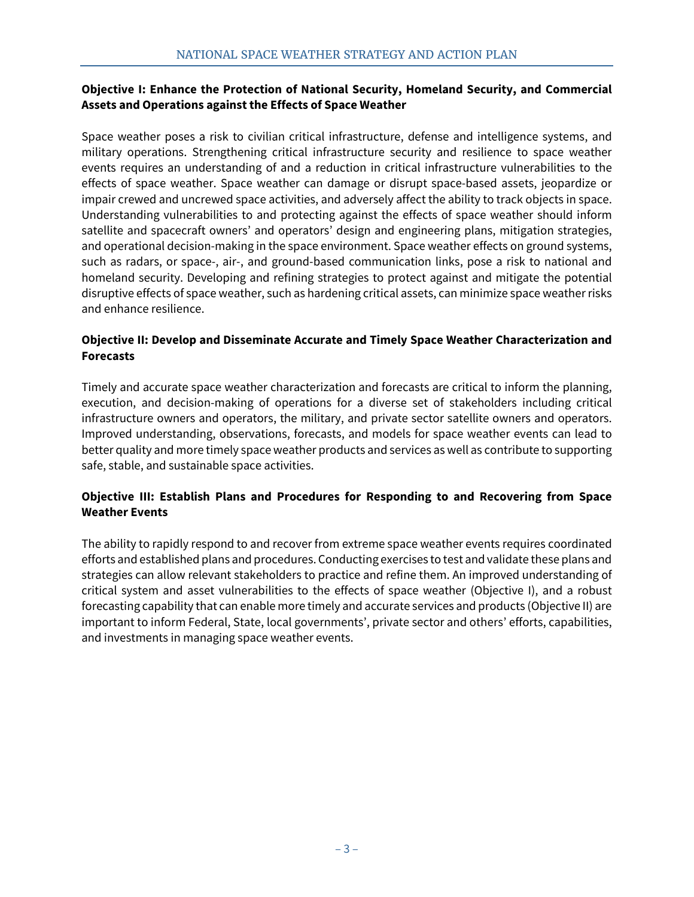### Objective I: Enhance the Protection of National Security, Homeland Security, and Commercial Assets and Operations against the Effects of Space Weather

Space weather poses a risk to civilian critical infrastructure, defense and intelligence systems, and military operations. Strengthening critical infrastructure security and resilience to space weather events requires an understanding of and a reduction in critical infrastructure vulnerabilities to the effects of space weather. Space weather can damage or disrupt space-based assets, jeopardize or impair crewed and uncrewed space activities, and adversely affect the ability to track objects in space. Understanding vulnerabilities to and protecting against the effects of space weather should inform satellite and spacecraft owners' and operators' design and engineering plans, mitigation strategies, and operational decision-making in the space environment. Space weather effects on ground systems, such as radars, or space-, air-, and ground-based communication links, pose a risk to national and homeland security. Developing and refining strategies to protect against and mitigate the potential disruptive effects of space weather, such as hardening critical assets, can minimize space weather risks and enhance resilience.

### Objective II: Develop and Disseminate Accurate and Timely Space Weather Characterization and Forecasts

Timely and accurate space weather characterization and forecasts are critical to inform the planning, execution, and decision-making of operations for a diverse set of stakeholders including critical infrastructure owners and operators, the military, and private sector satellite owners and operators. Improved understanding, observations, forecasts, and models for space weather events can lead to better quality and more timely space weather products and services as well as contribute to supporting safe, stable, and sustainable space activities.

### Objective III: Establish Plans and Procedures for Responding to and Recovering from Space Weather Events

The ability to rapidly respond to and recover from extreme space weather events requires coordinated efforts and established plans and procedures. Conducting exercises to test and validate these plans and strategies can allow relevant stakeholders to practice and refine them. An improved understanding of critical system and asset vulnerabilities to the effects of space weather (Objective I), and a robust forecasting capability that can enable more timely and accurate services and products (Objective II) are important to inform Federal, State, local governments', private sector and others' efforts, capabilities, and investments in managing space weather events.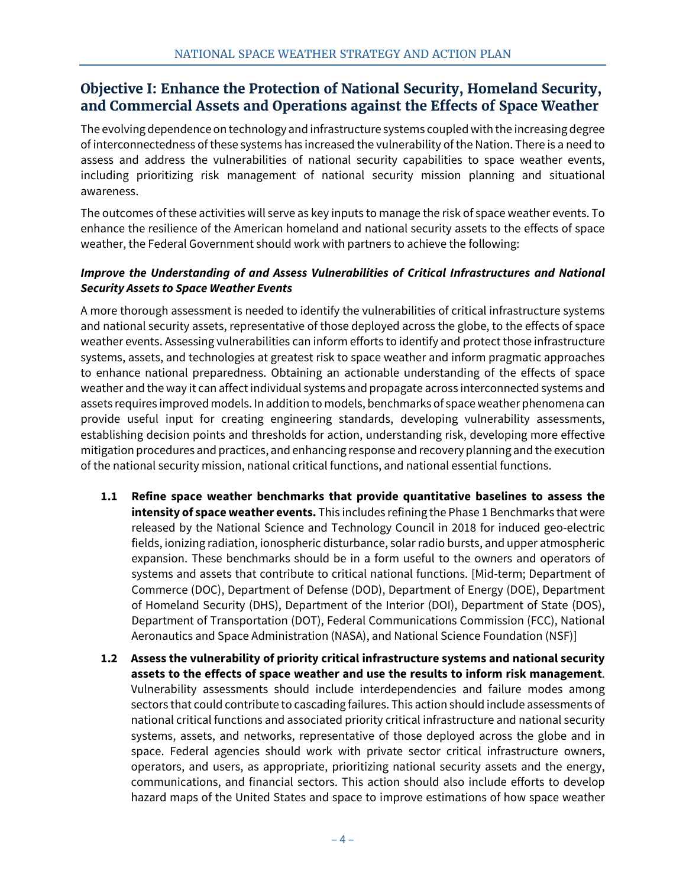## Objective I: Enhance the Protection of National Security, Homeland Security, and Commercial Assets and Operations against the Effects of Space Weather

The evolving dependence on technology and infrastructure systems coupled with the increasing degree of interconnectedness of these systems has increased the vulnerability of the Nation. There is a need to assess and address the vulnerabilities of national security capabilities to space weather events, including prioritizing risk management of national security mission planning and situational awareness.

The outcomes of these activities will serve as key inputs to manage the risk of space weather events. To enhance the resilience of the American homeland and national security assets to the effects of space weather, the Federal Government should work with partners to achieve the following:

### *Improve the Understanding of and Assess Vulnerabilities of Critical Infrastructures and National Security Assets to Space Weather Events*

A more thorough assessment is needed to identify the vulnerabilities of critical infrastructure systems and national security assets, representative of those deployed across the globe, to the effects of space weather events. Assessing vulnerabilities can inform efforts to identify and protect those infrastructure systems, assets, and technologies at greatest risk to space weather and inform pragmatic approaches to enhance national preparedness. Obtaining an actionable understanding of the effects of space weather and the way it can affect individual systems and propagate across interconnected systems and assets requires improved models. In addition to models, benchmarks of space weather phenomena can provide useful input for creating engineering standards, developing vulnerability assessments, establishing decision points and thresholds for action, understanding risk, developing more effective mitigation procedures and practices, and enhancing response and recovery planning and the execution of the national security mission, national critical functions, and national essential functions.

- **1.1 Refine space weather benchmarks that provide quantitative baselines to assess the intensity of space weather events.** This includes refining the Phase 1 Benchmarks that were released by the National Science and Technology Council in 2018 for induced geo-electric fields, ionizing radiation, ionospheric disturbance, solar radio bursts, and upper atmospheric expansion. These benchmarks should be in a form useful to the owners and operators of systems and assets that contribute to critical national functions. [Mid-term; Department of Commerce (DOC), Department of Defense (DOD), Department of Energy (DOE), Department of Homeland Security (DHS), Department of the Interior (DOI), Department of State (DOS), Department of Transportation (DOT), Federal Communications Commission (FCC), National Aeronautics and Space Administration (NASA), and National Science Foundation (NSF)]

- **1.2 Assess the vulnerability of priority critical infrastructure systems and national security assets to the effects of space weather and use the results to inform risk management**. Vulnerability assessments should include interdependencies and failure modes among sectors that could contribute to cascading failures. This action should include assessments of national critical functions and associated priority critical infrastructure and national security systems, assets, and networks, representative of those deployed across the globe and in space. Federal agencies should work with private sector critical infrastructure owners, operators, and users, as appropriate, prioritizing national security assets and the energy, communications, and financial sectors. This action should also include efforts to develop hazard maps of the United States and space to improve estimations of how space weather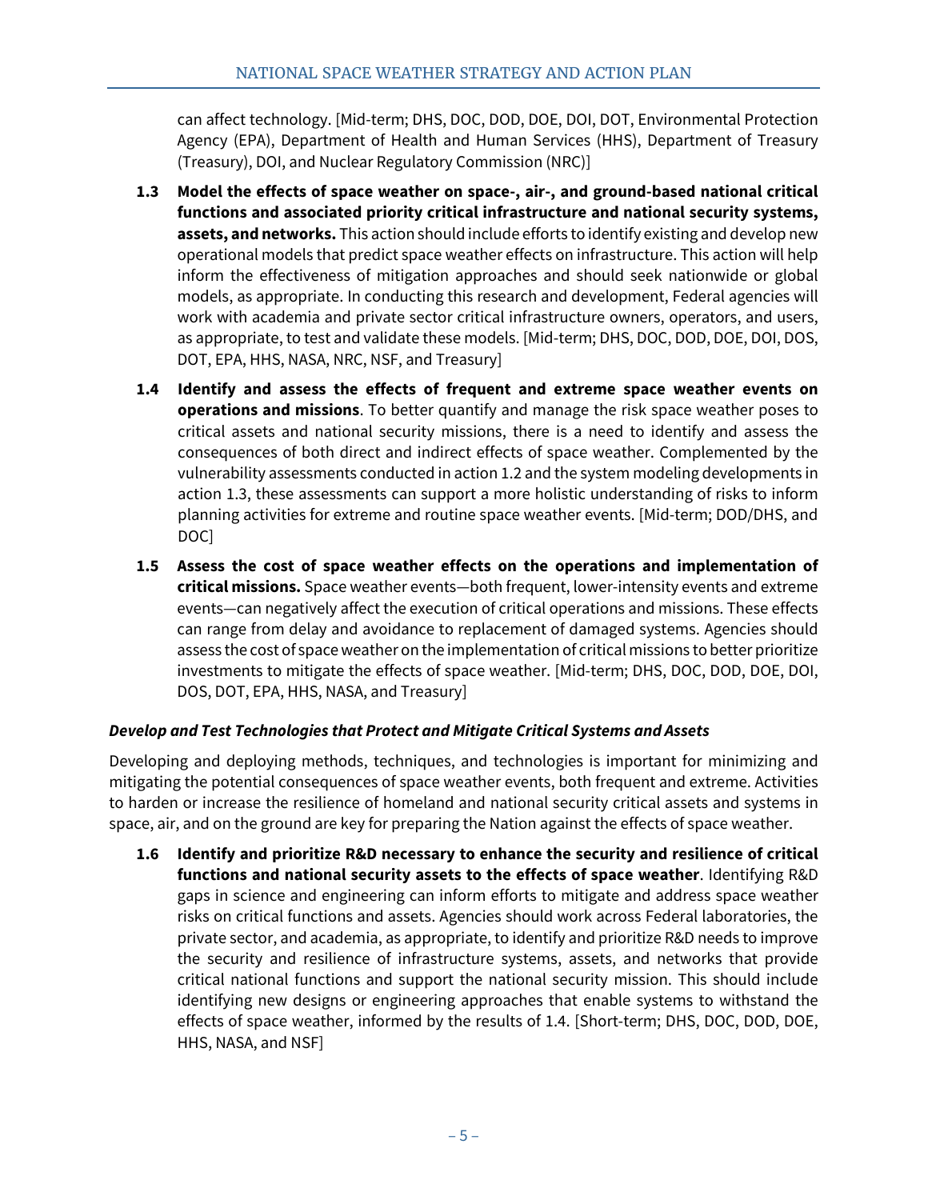can affect technology. [Mid-term; DHS, DOC, DOD, DOE, DOI, DOT, Environmental Protection Agency (EPA), Department of Health and Human Services (HHS), Department of Treasury (Treasury), DOI, and Nuclear Regulatory Commission (NRC)]

**1.3 Model the effects of space weather on space-, air-, and ground-based national critical functions and associated priority critical infrastructure and national security systems, assets, and networks.** This action should include efforts to identify existing and develop new operational models that predict space weather effects on infrastructure. This action will help inform the effectiveness of mitigation approaches and should seek nationwide or global models, as appropriate. In conducting this research and development, Federal agencies will work with academia and private sector critical infrastructure owners, operators, and users, as appropriate, to test and validate these models. [Mid-term; DHS, DOC, DOD, DOE, DOI, DOS, DOT, EPA, HHS, NASA, NRC, NSF, and Treasury]

**1.4 Identify and assess the effects of frequent and extreme space weather events on operations and missions**. To better quantify and manage the risk space weather poses to critical assets and national security missions, there is a need to identify and assess the consequences of both direct and indirect effects of space weather. Complemented by the vulnerability assessments conducted in action 1.2 and the system modeling developments in action 1.3, these assessments can support a more holistic understanding of risks to inform planning activities for extreme and routine space weather events. [Mid-term; DOD/DHS, and DOC]

**1.5 Assess the cost of space weather effects on the operations and implementation of critical missions.** Space weather events—both frequent, lower-intensity events and extreme events—can negatively affect the execution of critical operations and missions. These effects can range from delay and avoidance to replacement of damaged systems. Agencies should assess the cost of space weather on the implementation of critical missions to better prioritize investments to mitigate the effects of space weather. [Mid-term; DHS, DOC, DOD, DOE, DOI, DOS, DOT, EPA, HHS, NASA, and Treasury]

### *Develop and Test Technologies that Protect and Mitigate Critical Systems and Assets*

Developing and deploying methods, techniques, and technologies is important for minimizing and mitigating the potential consequences of space weather events, both frequent and extreme. Activities to harden or increase the resilience of homeland and national security critical assets and systems in space, air, and on the ground are key for preparing the Nation against the effects of space weather.

**1.6 Identify and prioritize R&D necessary to enhance the security and resilience of critical functions and national security assets to the effects of space weather**. Identifying R&D gaps in science and engineering can inform efforts to mitigate and address space weather risks on critical functions and assets. Agencies should work across Federal laboratories, the private sector, and academia, as appropriate, to identify and prioritize R&D needs to improve the security and resilience of infrastructure systems, assets, and networks that provide critical national functions and support the national security mission. This should include identifying new designs or engineering approaches that enable systems to withstand the effects of space weather, informed by the results of 1.4. [Short-term; DHS, DOC, DOD, DOE, HHS, NASA, and NSF]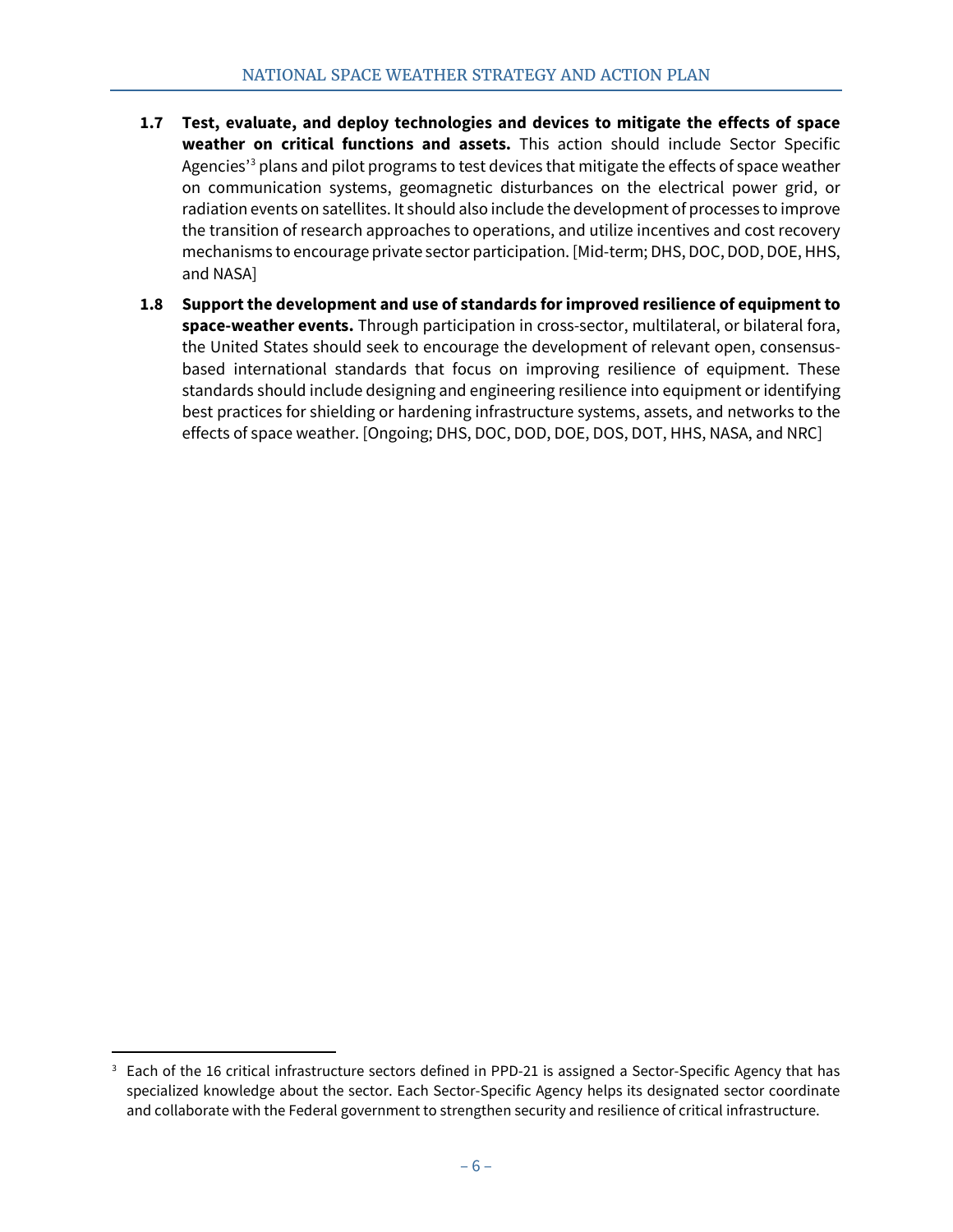**1.7 Test, evaluate, and deploy technologies and devices to mitigate the effects of space weather on critical functions and assets.** This action should include Sector Specific Agencies'[3] plans and pilot programs to test devices that mitigate the effects of space weather on communication systems, geomagnetic disturbances on the electrical power grid, or radiation events on satellites. It should also include the development of processes to improve the transition of research approaches to operations, and utilize incentives and cost recovery mechanisms to encourage private sector participation. [Mid-term; DHS, DOC, DOD, DOE, HHS, and NASA]

**1.8 Support the development and use of standards for improved resilience of equipment to space-weather events.** Through participation in cross-sector, multilateral, or bilateral fora, the United States should seek to encourage the development of relevant open, consensus-based international standards that focus on improving resilience of equipment. These standards should include designing and engineering resilience into equipment or identifying best practices for shielding or hardening infrastructure systems, assets, and networks to the effects of space weather. [Ongoing; DHS, DOC, DOD, DOE, DOS, DOT, HHS, NASA, and NRC]

---

[3] Each of the 16 critical infrastructure sectors defined in PPD-21 is assigned a Sector-Specific Agency that has specialized knowledge about the sector. Each Sector-Specific Agency helps its designated sector coordinate and collaborate with the Federal government to strengthen security and resilience of critical infrastructure.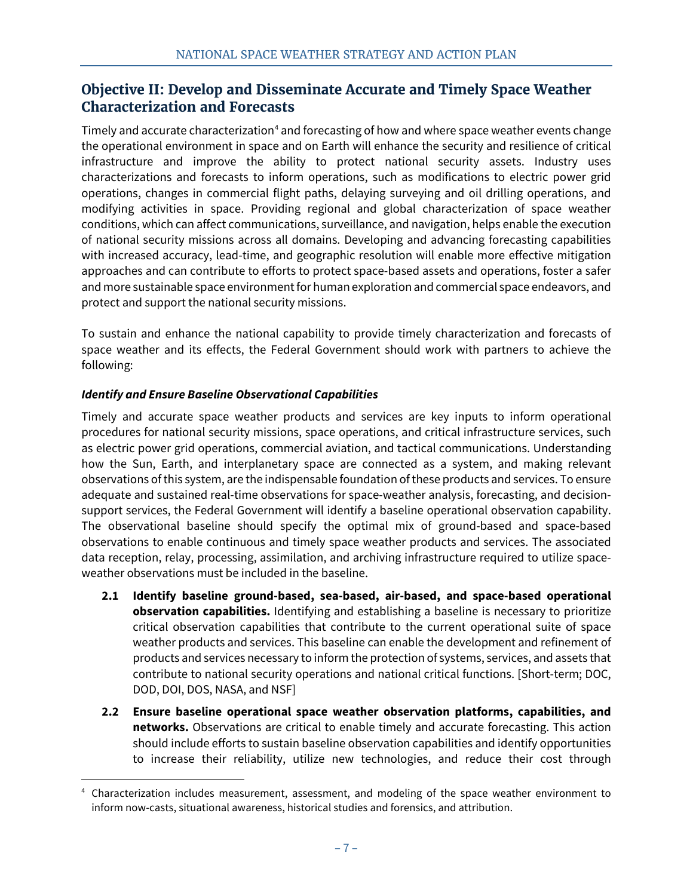## Objective II: Develop and Disseminate Accurate and Timely Space Weather Characterization and Forecasts

Timely and accurate characterization[4] and forecasting of how and where space weather events change the operational environment in space and on Earth will enhance the security and resilience of critical infrastructure and improve the ability to protect national security assets. Industry uses characterizations and forecasts to inform operations, such as modifications to electric power grid operations, changes in commercial flight paths, delaying surveying and oil drilling operations, and modifying activities in space. Providing regional and global characterization of space weather conditions, which can affect communications, surveillance, and navigation, helps enable the execution of national security missions across all domains. Developing and advancing forecasting capabilities with increased accuracy, lead-time, and geographic resolution will enable more effective mitigation approaches and can contribute to efforts to protect space-based assets and operations, foster a safer and more sustainable space environment for human exploration and commercial space endeavors, and protect and support the national security missions.

To sustain and enhance the national capability to provide timely characterization and forecasts of space weather and its effects, the Federal Government should work with partners to achieve the following:

### *Identify and Ensure Baseline Observational Capabilities*

Timely and accurate space weather products and services are key inputs to inform operational procedures for national security missions, space operations, and critical infrastructure services, such as electric power grid operations, commercial aviation, and tactical communications. Understanding how the Sun, Earth, and interplanetary space are connected as a system, and making relevant observations of this system, are the indispensable foundation of these products and services. To ensure adequate and sustained real-time observations for space-weather analysis, forecasting, and decision-support services, the Federal Government will identify a baseline operational observation capability. The observational baseline should specify the optimal mix of ground-based and space-based observations to enable continuous and timely space weather products and services. The associated data reception, relay, processing, assimilation, and archiving infrastructure required to utilize space-weather observations must be included in the baseline.

- **2.1 Identify baseline ground-based, sea-based, air-based, and space-based operational observation capabilities.** Identifying and establishing a baseline is necessary to prioritize critical observation capabilities that contribute to the current operational suite of space weather products and services. This baseline can enable the development and refinement of products and services necessary to inform the protection of systems, services, and assets that contribute to national security operations and national critical functions. [Short-term; DOC, DOD, DOI, DOS, NASA, and NSF]

- **2.2 Ensure baseline operational space weather observation platforms, capabilities, and networks.** Observations are critical to enable timely and accurate forecasting. This action should include efforts to sustain baseline observation capabilities and identify opportunities to increase their reliability, utilize new technologies, and reduce their cost through

[4] Characterization includes measurement, assessment, and modeling of the space weather environment to inform now-casts, situational awareness, historical studies and forensics, and attribution.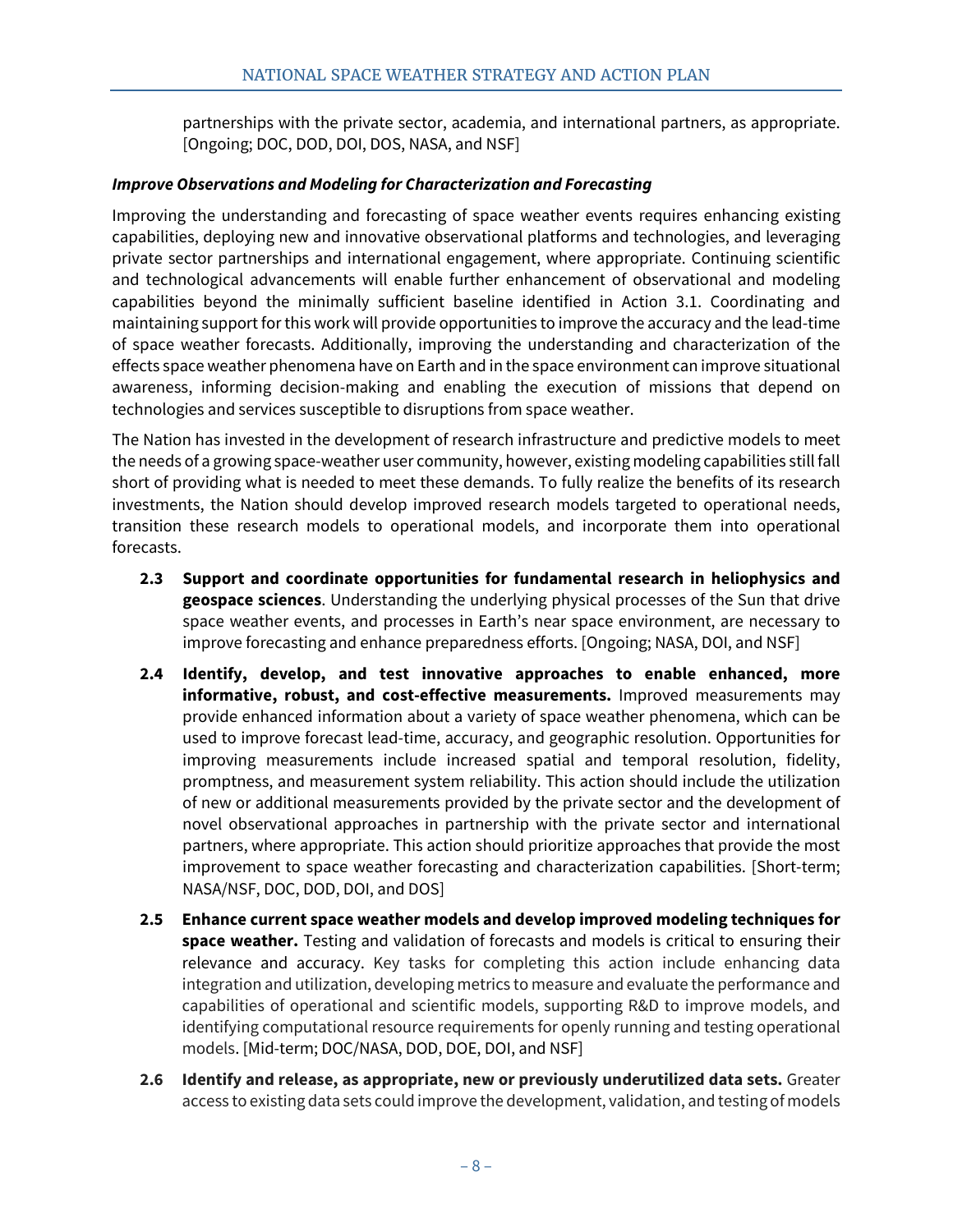partnerships with the private sector, academia, and international partners, as appropriate. [Ongoing; DOC, DOD, DOI, DOS, NASA, and NSF]

***Improve Observations and Modeling for Characterization and Forecasting***

Improving the understanding and forecasting of space weather events requires enhancing existing capabilities, deploying new and innovative observational platforms and technologies, and leveraging private sector partnerships and international engagement, where appropriate. Continuing scientific and technological advancements will enable further enhancement of observational and modeling capabilities beyond the minimally sufficient baseline identified in Action 3.1. Coordinating and maintaining support for this work will provide opportunities to improve the accuracy and the lead-time of space weather forecasts. Additionally, improving the understanding and characterization of the effects space weather phenomena have on Earth and in the space environment can improve situational awareness, informing decision-making and enabling the execution of missions that depend on technologies and services susceptible to disruptions from space weather.

The Nation has invested in the development of research infrastructure and predictive models to meet the needs of a growing space-weather user community, however, existing modeling capabilities still fall short of providing what is needed to meet these demands. To fully realize the benefits of its research investments, the Nation should develop improved research models targeted to operational needs, transition these research models to operational models, and incorporate them into operational forecasts.

- **2.3 Support and coordinate opportunities for fundamental research in heliophysics and geospace sciences**. Understanding the underlying physical processes of the Sun that drive space weather events, and processes in Earth's near space environment, are necessary to improve forecasting and enhance preparedness efforts. [Ongoing; NASA, DOI, and NSF]

- **2.4 Identify, develop, and test innovative approaches to enable enhanced, more informative, robust, and cost-effective measurements.** Improved measurements may provide enhanced information about a variety of space weather phenomena, which can be used to improve forecast lead-time, accuracy, and geographic resolution. Opportunities for improving measurements include increased spatial and temporal resolution, fidelity, promptness, and measurement system reliability. This action should include the utilization of new or additional measurements provided by the private sector and the development of novel observational approaches in partnership with the private sector and international partners, where appropriate. This action should prioritize approaches that provide the most improvement to space weather forecasting and characterization capabilities. [Short-term; NASA/NSF, DOC, DOD, DOI, and DOS]

- **2.5 Enhance current space weather models and develop improved modeling techniques for space weather.** Testing and validation of forecasts and models is critical to ensuring their relevance and accuracy. Key tasks for completing this action include enhancing data integration and utilization, developing metrics to measure and evaluate the performance and capabilities of operational and scientific models, supporting R&D to improve models, and identifying computational resource requirements for openly running and testing operational models. [Mid-term; DOC/NASA, DOD, DOE, DOI, and NSF]

- **2.6 Identify and release, as appropriate, new or previously underutilized data sets.** Greater access to existing data sets could improve the development, validation, and testing of models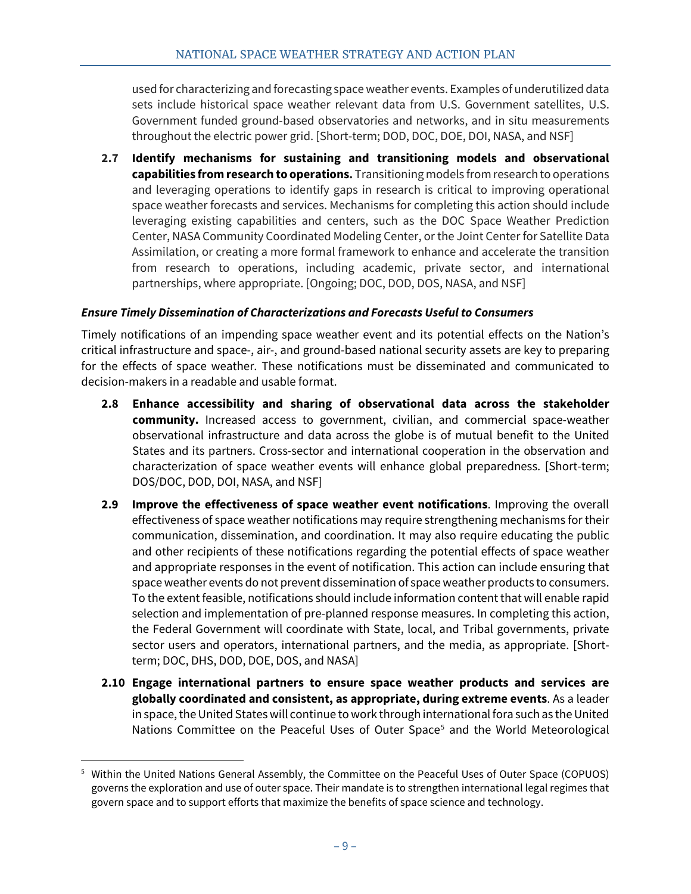used for characterizing and forecasting space weather events. Examples of underutilized data sets include historical space weather relevant data from U.S. Government satellites, U.S. Government funded ground-based observatories and networks, and in situ measurements throughout the electric power grid. [Short-term; DOD, DOC, DOE, DOI, NASA, and NSF]

**2.7 Identify mechanisms for sustaining and transitioning models and observational capabilities from research to operations.** Transitioning models from research to operations and leveraging operations to identify gaps in research is critical to improving operational space weather forecasts and services. Mechanisms for completing this action should include leveraging existing capabilities and centers, such as the DOC Space Weather Prediction Center, NASA Community Coordinated Modeling Center, or the Joint Center for Satellite Data Assimilation, or creating a more formal framework to enhance and accelerate the transition from research to operations, including academic, private sector, and international partnerships, where appropriate. [Ongoing; DOC, DOD, DOS, NASA, and NSF]

***Ensure Timely Dissemination of Characterizations and Forecasts Useful to Consumers***

Timely notifications of an impending space weather event and its potential effects on the Nation's critical infrastructure and space-, air-, and ground-based national security assets are key to preparing for the effects of space weather. These notifications must be disseminated and communicated to decision-makers in a readable and usable format.

**2.8 Enhance accessibility and sharing of observational data across the stakeholder community.** Increased access to government, civilian, and commercial space-weather observational infrastructure and data across the globe is of mutual benefit to the United States and its partners. Cross-sector and international cooperation in the observation and characterization of space weather events will enhance global preparedness. [Short-term; DOS/DOC, DOD, DOI, NASA, and NSF]

**2.9 Improve the effectiveness of space weather event notifications**. Improving the overall effectiveness of space weather notifications may require strengthening mechanisms for their communication, dissemination, and coordination. It may also require educating the public and other recipients of these notifications regarding the potential effects of space weather and appropriate responses in the event of notification. This action can include ensuring that space weather events do not prevent dissemination of space weather products to consumers. To the extent feasible, notifications should include information content that will enable rapid selection and implementation of pre-planned response measures. In completing this action, the Federal Government will coordinate with State, local, and Tribal governments, private sector users and operators, international partners, and the media, as appropriate. [Short-term; DOC, DHS, DOD, DOE, DOS, and NASA]

**2.10 Engage international partners to ensure space weather products and services are globally coordinated and consistent, as appropriate, during extreme events**. As a leader in space, the United States will continue to work through international fora such as the United Nations Committee on the Peaceful Uses of Outer Space[5] and the World Meteorological

[5] Within the United Nations General Assembly, the Committee on the Peaceful Uses of Outer Space (COPUOS) governs the exploration and use of outer space. Their mandate is to strengthen international legal regimes that govern space and to support efforts that maximize the benefits of space science and technology.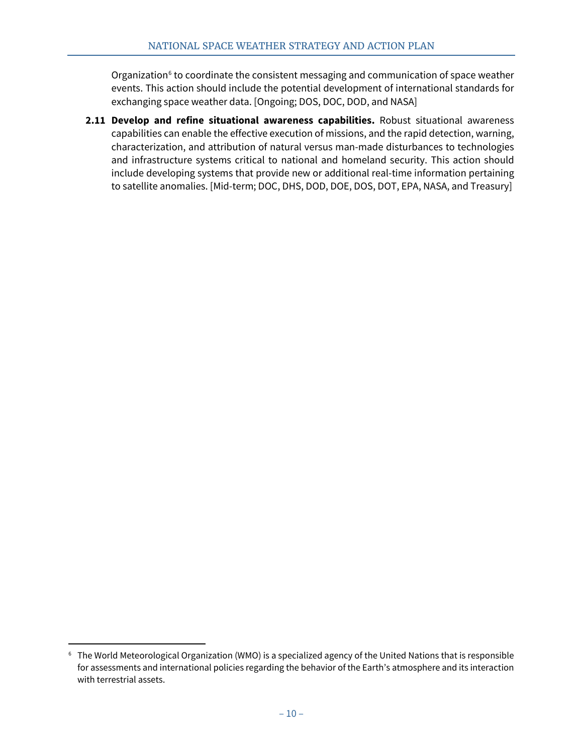Organization[6] to coordinate the consistent messaging and communication of space weather events. This action should include the potential development of international standards for exchanging space weather data. [Ongoing; DOS, DOC, DOD, and NASA]

**2.11 Develop and refine situational awareness capabilities.** Robust situational awareness capabilities can enable the effective execution of missions, and the rapid detection, warning, characterization, and attribution of natural versus man-made disturbances to technologies and infrastructure systems critical to national and homeland security. This action should include developing systems that provide new or additional real-time information pertaining to satellite anomalies. [Mid-term; DOC, DHS, DOD, DOE, DOS, DOT, EPA, NASA, and Treasury]

---

[6] The World Meteorological Organization (WMO) is a specialized agency of the United Nations that is responsible for assessments and international policies regarding the behavior of the Earth's atmosphere and its interaction with terrestrial assets.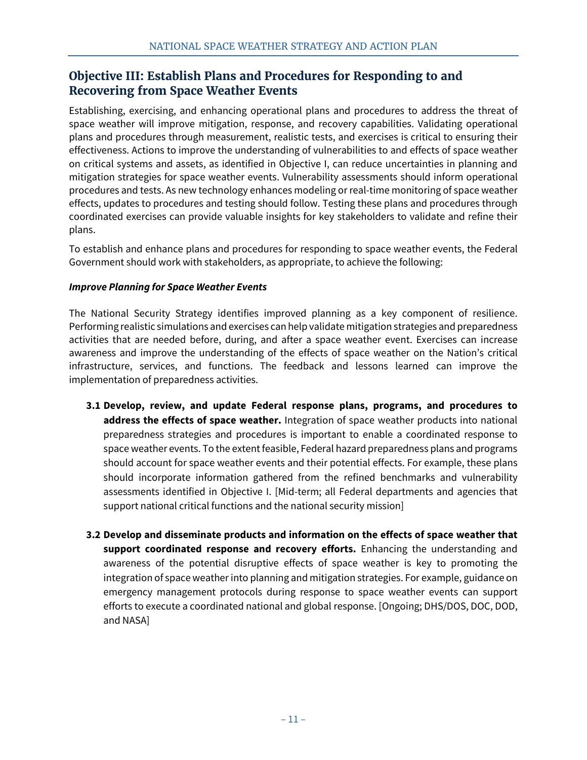## Objective III: Establish Plans and Procedures for Responding to and Recovering from Space Weather Events

Establishing, exercising, and enhancing operational plans and procedures to address the threat of space weather will improve mitigation, response, and recovery capabilities. Validating operational plans and procedures through measurement, realistic tests, and exercises is critical to ensuring their effectiveness. Actions to improve the understanding of vulnerabilities to and effects of space weather on critical systems and assets, as identified in Objective I, can reduce uncertainties in planning and mitigation strategies for space weather events. Vulnerability assessments should inform operational procedures and tests. As new technology enhances modeling or real-time monitoring of space weather effects, updates to procedures and testing should follow. Testing these plans and procedures through coordinated exercises can provide valuable insights for key stakeholders to validate and refine their plans.

To establish and enhance plans and procedures for responding to space weather events, the Federal Government should work with stakeholders, as appropriate, to achieve the following:

***Improve Planning for Space Weather Events***

The National Security Strategy identifies improved planning as a key component of resilience. Performing realistic simulations and exercises can help validate mitigation strategies and preparedness activities that are needed before, during, and after a space weather event. Exercises can increase awareness and improve the understanding of the effects of space weather on the Nation's critical infrastructure, services, and functions. The feedback and lessons learned can improve the implementation of preparedness activities.

**3.1 Develop, review, and update Federal response plans, programs, and procedures to address the effects of space weather.** Integration of space weather products into national preparedness strategies and procedures is important to enable a coordinated response to space weather events. To the extent feasible, Federal hazard preparedness plans and programs should account for space weather events and their potential effects. For example, these plans should incorporate information gathered from the refined benchmarks and vulnerability assessments identified in Objective I. [Mid-term; all Federal departments and agencies that support national critical functions and the national security mission]

**3.2 Develop and disseminate products and information on the effects of space weather that support coordinated response and recovery efforts.** Enhancing the understanding and awareness of the potential disruptive effects of space weather is key to promoting the integration of space weather into planning and mitigation strategies. For example, guidance on emergency management protocols during response to space weather events can support efforts to execute a coordinated national and global response. [Ongoing; DHS/DOS, DOC, DOD, and NASA]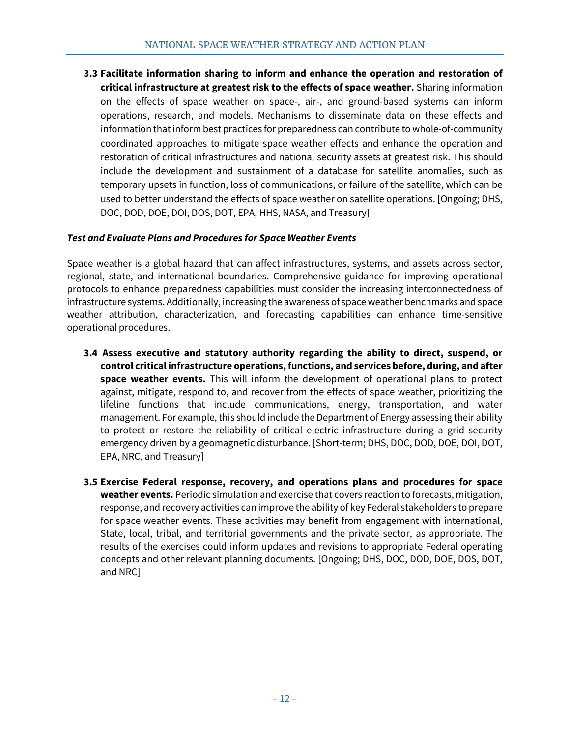**3.3 Facilitate information sharing to inform and enhance the operation and restoration of critical infrastructure at greatest risk to the effects of space weather.** Sharing information on the effects of space weather on space-, air-, and ground-based systems can inform operations, research, and models. Mechanisms to disseminate data on these effects and information that inform best practices for preparedness can contribute to whole-of-community coordinated approaches to mitigate space weather effects and enhance the operation and restoration of critical infrastructures and national security assets at greatest risk. This should include the development and sustainment of a database for satellite anomalies, such as temporary upsets in function, loss of communications, or failure of the satellite, which can be used to better understand the effects of space weather on satellite operations. [Ongoing; DHS, DOC, DOD, DOE, DOI, DOS, DOT, EPA, HHS, NASA, and Treasury]

***Test and Evaluate Plans and Procedures for Space Weather Events***

Space weather is a global hazard that can affect infrastructures, systems, and assets across sector, regional, state, and international boundaries. Comprehensive guidance for improving operational protocols to enhance preparedness capabilities must consider the increasing interconnectedness of infrastructure systems. Additionally, increasing the awareness of space weather benchmarks and space weather attribution, characterization, and forecasting capabilities can enhance time-sensitive operational procedures.

**3.4 Assess executive and statutory authority regarding the ability to direct, suspend, or control critical infrastructure operations, functions, and services before, during, and after space weather events.** This will inform the development of operational plans to protect against, mitigate, respond to, and recover from the effects of space weather, prioritizing the lifeline functions that include communications, energy, transportation, and water management. For example, this should include the Department of Energy assessing their ability to protect or restore the reliability of critical electric infrastructure during a grid security emergency driven by a geomagnetic disturbance. [Short-term; DHS, DOC, DOD, DOE, DOI, DOT, EPA, NRC, and Treasury]

**3.5 Exercise Federal response, recovery, and operations plans and procedures for space weather events.** Periodic simulation and exercise that covers reaction to forecasts, mitigation, response, and recovery activities can improve the ability of key Federal stakeholders to prepare for space weather events. These activities may benefit from engagement with international, State, local, tribal, and territorial governments and the private sector, as appropriate. The results of the exercises could inform updates and revisions to appropriate Federal operating concepts and other relevant planning documents. [Ongoing; DHS, DOC, DOD, DOE, DOS, DOT, and NRC]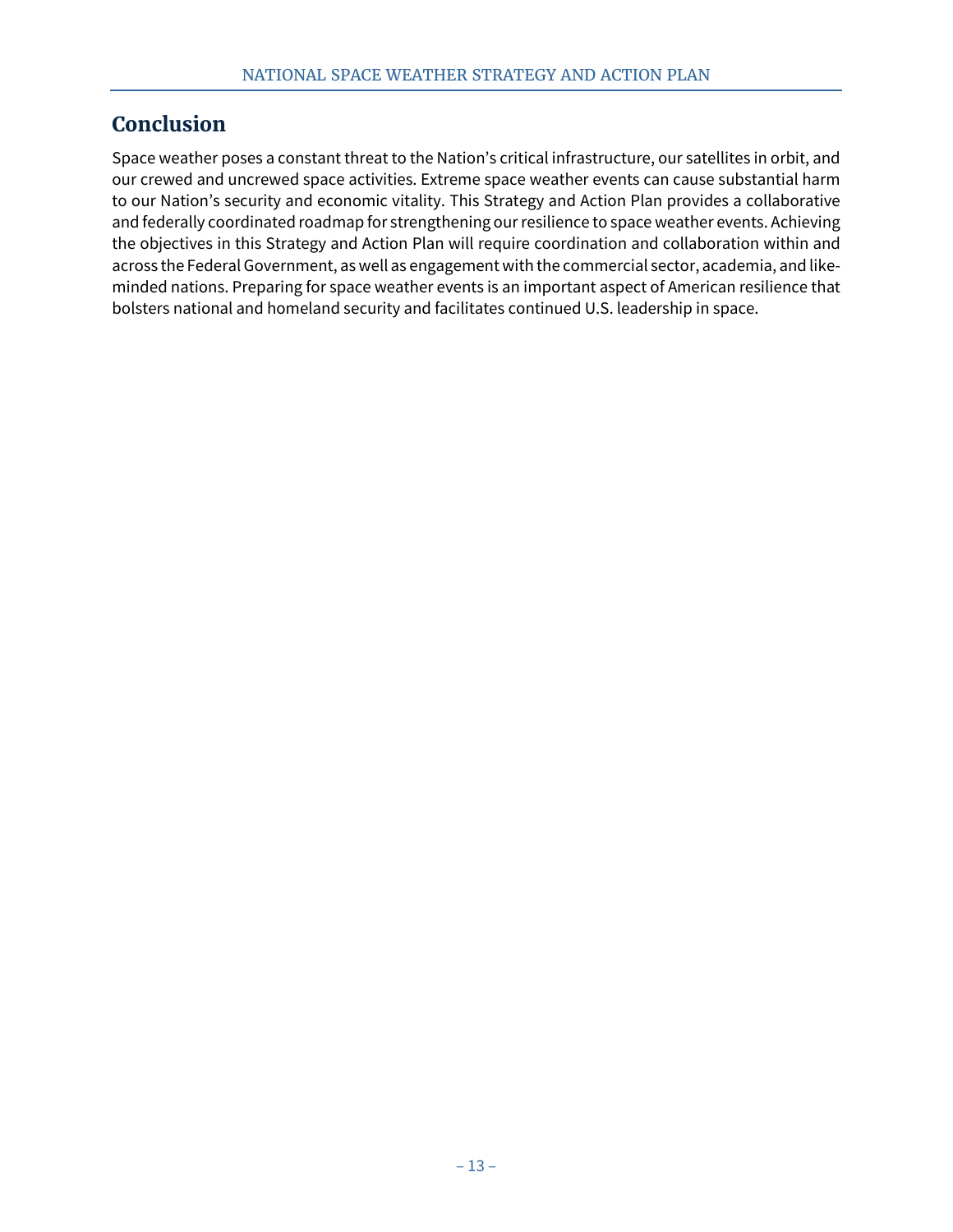## Conclusion

Space weather poses a constant threat to the Nation's critical infrastructure, our satellites in orbit, and our crewed and uncrewed space activities. Extreme space weather events can cause substantial harm to our Nation's security and economic vitality. This Strategy and Action Plan provides a collaborative and federally coordinated roadmap for strengthening our resilience to space weather events. Achieving the objectives in this Strategy and Action Plan will require coordination and collaboration within and across the Federal Government, as well as engagement with the commercial sector, academia, and like-minded nations. Preparing for space weather events is an important aspect of American resilience that bolsters national and homeland security and facilitates continued U.S. leadership in space.